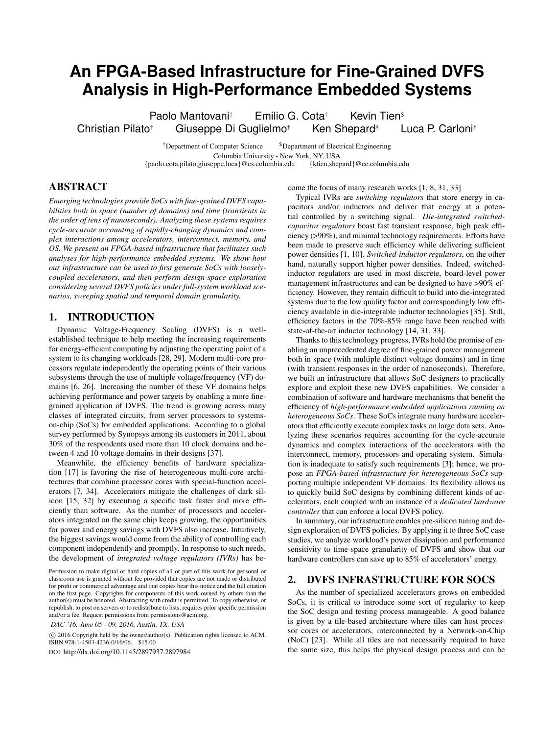# An FPGA-Based Infrastructure for Fine-Grained DVFS Analysis in High-Performance Embedded Systems

Paolo Mantovani[†] Emilio G. Cota[†] Kevin Tien[$]
Christian Pilato[†] Giuseppe Di Guglielmo[†] Ken Shepard[$] Luca P. Carloni[†]

[†]Department of Computer Science [$]Department of Electrical Engineering
Columbia University - New York, NY, USA
{paolo,cota,pilato,giuseppe,luca}@cs.columbia.edu {ktien,shepard}@ee.columbia.edu

## ABSTRACT

*Emerging technologies provide SoCs with fine-grained DVFS capabilities both in space (number of domains) and time (transients in the order of tens of nanoseconds). Analyzing these systems requires cycle-accurate accounting of rapidly-changing dynamics and complex interactions among accelerators, interconnect, memory, and OS. We present an FPGA-based infrastructure that facilitates such analyses for high-performance embedded systems. We show how our infrastructure can be used to first generate SoCs with loosely-coupled accelerators, and then perform design-space exploration considering several DVFS policies under full-system workload scenarios, sweeping spatial and temporal domain granularity.*

## 1. INTRODUCTION

Dynamic Voltage-Frequency Scaling (DVFS) is a well-established technique to help meeting the increasing requirements for energy-efficient computing by adjusting the operating point of a system to its changing workloads [28, 29]. Modern multi-core processors regulate independently the operating points of their various subsystems through the use of multiple voltage/frequency (VF) domains [6, 26]. Increasing the number of these VF domains helps achieving performance and power targets by enabling a more fine-grained application of DVFS. The trend is growing across many classes of integrated circuits, from server processors to systems-on-chip (SoCs) for embedded applications. According to a global survey performed by Synopsys among its customers in 2011, about 30% of the respondents used more than 10 clock domains and between 4 and 10 voltage domains in their designs [37].

Meanwhile, the efficiency benefits of hardware specialization [17] is favoring the rise of heterogeneous multi-core architectures that combine processor cores with special-function accelerators [7, 34]. Accelerators mitigate the challenges of dark silicon [15, 32] by executing a specific task faster and more efficiently than software. As the number of processors and accelerators integrated on the same chip keeps growing, the opportunities for power and energy savings with DVFS also increase. Intuitively, the biggest savings would come from the ability of controlling each component independently and promptly. In response to such needs, the development of *integrated voltage regulators (IVRs)* has become the focus of many research works [1, 8, 31, 33]

Typical IVRs are *switching regulators* that store energy in capacitors and/or inductors and deliver that energy at a potential controlled by a switching signal. *Die-integrated switched-capacitor regulators* boast fast transient response, high peak efficiency (>90%), and minimal technology requirements. Efforts have been made to preserve such efficiency while delivering sufficient power densities [1, 10]. *Switched-inductor regulators*, on the other hand, naturally support higher power densities. Indeed, switched-inductor regulators are used in most discrete, board-level power management infrastructures and can be designed to have >90% efficiency. However, they remain difficult to build into die-integrated systems due to the low quality factor and correspondingly low efficiency available in die-integrable inductor technologies [35]. Still, efficiency factors in the 70%-85% range have been reached with state-of-the-art inductor technology [14, 31, 33].

Thanks to this technology progress, IVRs hold the promise of enabling an unprecedented degree of fine-grained power management both in space (with multiple distinct voltage domains) and in time (with transient responses in the order of nanoseconds). Therefore, we built an infrastructure that allows SoC designers to practically explore and exploit these new DVFS capabilities. We consider a combination of software and hardware mechanisms that benefit the efficiency of *high-performance embedded applications running on heterogeneous SoCs*. These SoCs integrate many hardware accelerators that efficiently execute complex tasks on large data sets. Analyzing these scenarios requires accounting for the cycle-accurate dynamics and complex interactions of the accelerators with the interconnect, memory, processors and operating system. Simulation is inadequate to satisfy such requirements [3]; hence, we propose an *FPGA-based infrastructure for heterogeneous SoCs* supporting multiple independent VF domains. Its flexibility allows us to quickly build SoC designs by combining different kinds of accelerators, each coupled with an instance of a *dedicated hardware controller* that can enforce a local DVFS policy.

In summary, our infrastructure enables pre-silicon tuning and design exploration of DVFS policies. By applying it to three SoC case studies, we analyze workload's power dissipation and performance sensitivity to time-space granularity of DVFS and show that our hardware controllers can save up to 85% of accelerators' energy.

## 2. DVFS INFRASTRUCTURE FOR SOCS

As the number of specialized accelerators grows on embedded SoCs, it is critical to introduce some sort of regularity to keep the SoC design and testing process manageable. A good balance is given by a tile-based architecture where tiles can host processor cores or accelerators, interconnected by a Network-on-Chip (NoC) [23]. While all tiles are not necessarily required to have the same size, this helps the physical design process and can be

Permission to make digital or hard copies of all or part of this work for personal or classroom use is granted without fee provided that copies are not made or distributed for profit or commercial advantage and that copies bear this notice and the full citation on the first page. Copyrights for components of this work owned by others than the author(s) must be honored. Abstracting with credit is permitted. To copy otherwise, or republish, to post on servers or to redistribute to lists, requires prior specific permission and/or a fee. Request permissions from permissions@acm.org.

*DAC '16, June 05 - 09, 2016, Austin, TX, USA*

© 2016 Copyright held by the owner/author(s). Publication rights licensed to ACM. ISBN 978-1-4503-4236-0/16/06...$15.00

DOI: http://dx.doi.org/10.1145/2897937.2897984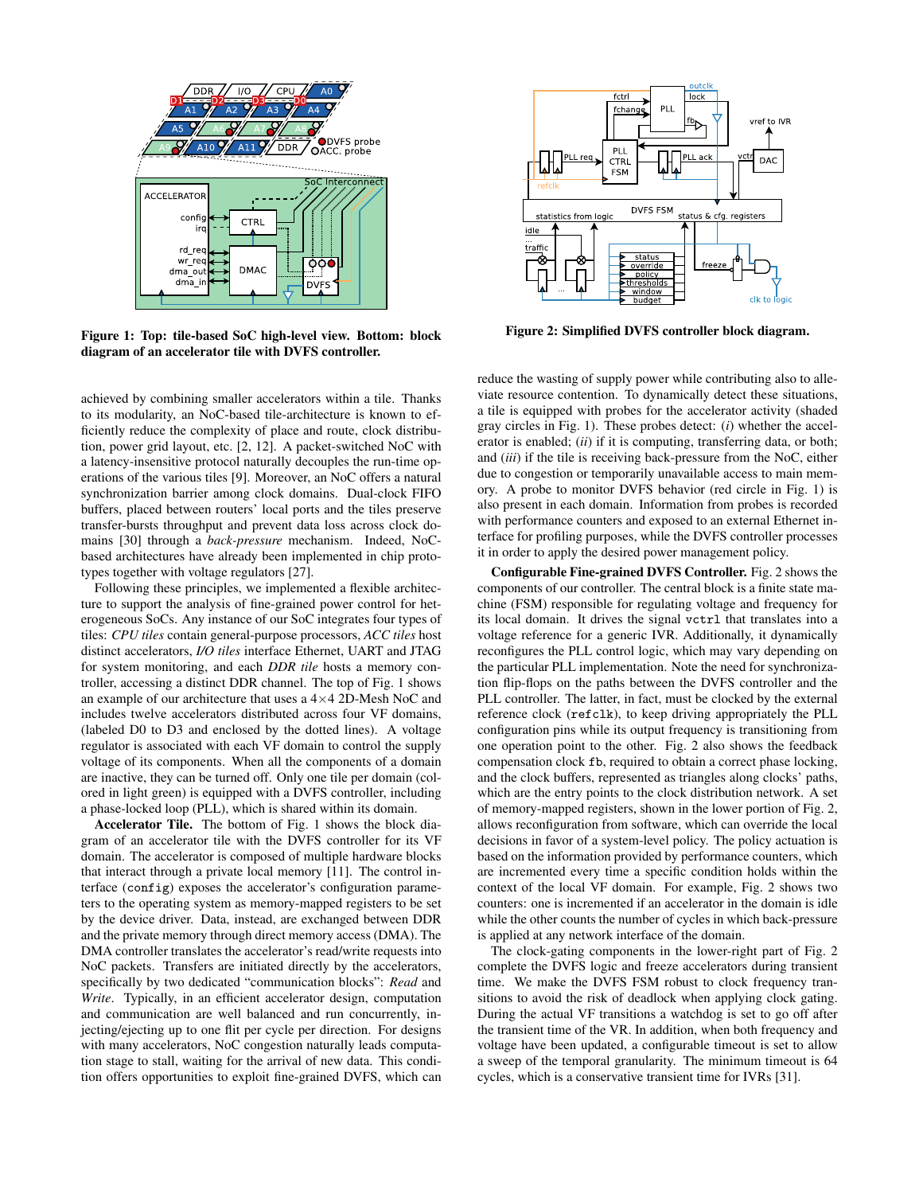**Figure 1: Top: tile-based SoC high-level view. Bottom: block diagram of an accelerator tile with DVFS controller.**

**Figure 2: Simplified DVFS controller block diagram.**

achieved by combining smaller accelerators within a tile. Thanks to its modularity, an NoC-based tile-architecture is known to efficiently reduce the complexity of place and route, clock distribution, power grid layout, etc. [2, 12]. A packet-switched NoC with a latency-insensitive protocol naturally decouples the run-time operations of the various tiles [9]. Moreover, an NoC offers a natural synchronization barrier among clock domains. Dual-clock FIFO buffers, placed between routers' local ports and the tiles preserve transfer-bursts throughput and prevent data loss across clock domains [30] through a *back-pressure* mechanism. Indeed, NoC-based architectures have already been implemented in chip prototypes together with voltage regulators [27].

Following these principles, we implemented a flexible architecture to support the analysis of fine-grained power control for heterogeneous SoCs. Any instance of our SoC integrates four types of tiles: *CPU tiles* contain general-purpose processors, *ACC tiles* host distinct accelerators, *I/O tiles* interface Ethernet, UART and JTAG for system monitoring, and each *DDR tile* hosts a memory controller, accessing a distinct DDR channel. The top of Fig. 1 shows an example of our architecture that uses a 4×4 2D-Mesh NoC and includes twelve accelerators distributed across four VF domains, (labeled D0 to D3 and enclosed by the dotted lines). A voltage regulator is associated with each VF domain to control the supply voltage of its components. When all the components of a domain are inactive, they can be turned off. Only one tile per domain (colored in light green) is equipped with a DVFS controller, including a phase-locked loop (PLL), which is shared within its domain.

**Accelerator Tile.** The bottom of Fig. 1 shows the block diagram of an accelerator tile with the DVFS controller for its VF domain. The accelerator is composed of multiple hardware blocks that interact through a private local memory [11]. The control interface (`config`) exposes the accelerator's configuration parameters to the operating system as memory-mapped registers to be set by the device driver. Data, instead, are exchanged between DDR and the private memory through direct memory access (DMA). The DMA controller translates the accelerator's read/write requests into NoC packets. Transfers are initiated directly by the accelerators, specifically by two dedicated "communication blocks": *Read* and *Write*. Typically, in an efficient accelerator design, computation and communication are well balanced and run concurrently, injecting/ejecting up to one flit per cycle per direction. For designs with many accelerators, NoC congestion naturally leads computation stage to stall, waiting for the arrival of new data. This condition offers opportunities to exploit fine-grained DVFS, which can reduce the wasting of supply power while contributing also to alleviate resource contention. To dynamically detect these situations, a tile is equipped with probes for the accelerator activity (shaded gray circles in Fig. 1). These probes detect: (*i*) whether the accelerator is enabled; (*ii*) if it is computing, transferring data, or both; and (*iii*) if the tile is receiving back-pressure from the NoC, either due to congestion or temporarily unavailable access to main memory. A probe to monitor DVFS behavior (red circle in Fig. 1) is also present in each domain. Information from probes is recorded with performance counters and exposed to an external Ethernet interface for profiling purposes, while the DVFS controller processes it in order to apply the desired power management policy.

**Configurable Fine-grained DVFS Controller.** Fig. 2 shows the components of our controller. The central block is a finite state machine (FSM) responsible for regulating voltage and frequency for its local domain. It drives the signal `vctrl` that translates into a voltage reference for a generic IVR. Additionally, it dynamically reconfigures the PLL control logic, which may vary depending on the particular PLL implementation. Note the need for synchronization flip-flops on the paths between the DVFS controller and the PLL controller. The latter, in fact, must be clocked by the external reference clock (`refclk`), to keep driving appropriately the PLL configuration pins while its output frequency is transitioning from one operation point to the other. Fig. 2 also shows the feedback compensation clock `fb`, required to obtain a correct phase locking, and the clock buffers, represented as triangles along clocks' paths, which are the entry points to the clock distribution network. A set of memory-mapped registers, shown in the lower portion of Fig. 2, allows reconfiguration from software, which can override the local decisions in favor of a system-level policy. The policy actuation is based on the information provided by performance counters, which are incremented every time a specific condition holds within the context of the local VF domain. For example, Fig. 2 shows two counters: one is incremented if an accelerator in the domain is idle while the other counts the number of cycles in which back-pressure is applied at any network interface of the domain.

The clock-gating components in the lower-right part of Fig. 2 complete the DVFS logic and freeze accelerators during transient time. We make the DVFS FSM robust to clock frequency transitions to avoid the risk of deadlock when applying clock gating. During the actual VF transitions a watchdog is set to go off after the transient time of the VR. In addition, when both frequency and voltage have been updated, a configurable timeout is set to allow a sweep of the temporal granularity. The minimum timeout is 64 cycles, which is a conservative transient time for IVRs [31].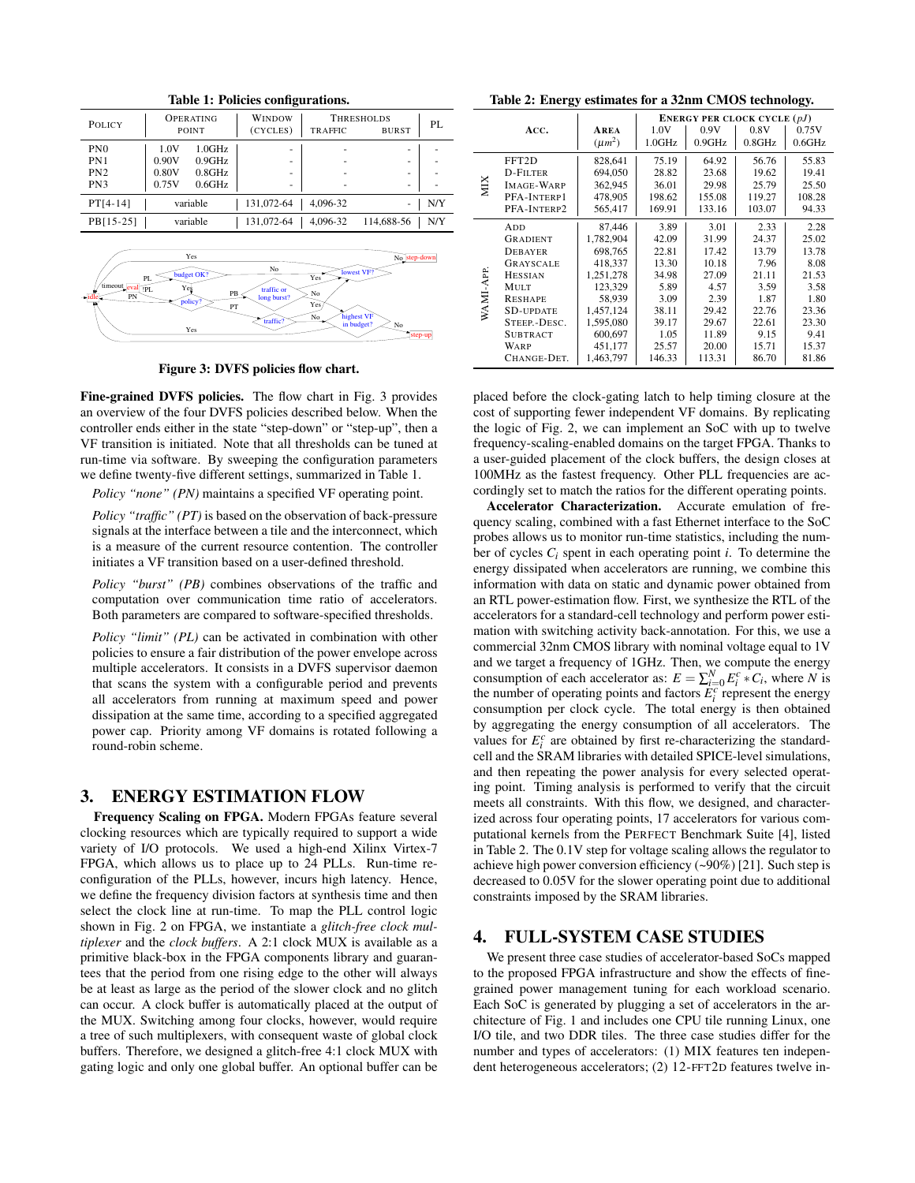**Table 1: Policies configurations.**

| Policy | Operating point | | Window (cycles) | Thresholds | | PL |
|---|---|---|---|---|---|---|
| | | | | traffic | burst | |
| PN0 | 1.0V | 1.0GHz | - | - | - | - |
| PN1 | 0.90V | 0.9GHz | - | - | - | - |
| PN2 | 0.80V | 0.8GHz | - | - | - | - |
| PN3 | 0.75V | 0.6GHz | - | - | - | - |
| PT[4-14] | variable | | 131,072-64 | 4,096-32 | - | N/Y |
| PB[15-25] | variable | | 131,072-64 | 4,096-32 | 114,688-56 | N/Y |

Figure 3: DVFS policies flow chart.

**Fine-grained DVFS policies.** The flow chart in Fig. 3 provides an overview of the four DVFS policies described below. When the controller ends either in the state "step-down" or "step-up", then a VF transition is initiated. Note that all thresholds can be tuned at run-time via software. By sweeping the configuration parameters we define twenty-five different settings, summarized in Table 1.

*Policy "none" (PN)* maintains a specified VF operating point.

*Policy "traffic" (PT)* is based on the observation of back-pressure signals at the interface between a tile and the interconnect, which is a measure of the current resource contention. The controller initiates a VF transition based on a user-defined threshold.

*Policy "burst" (PB)* combines observations of the traffic and computation over communication time ratio of accelerators. Both parameters are compared to software-specified thresholds.

*Policy "limit" (PL)* can be activated in combination with other policies to ensure a fair distribution of the power envelope across multiple accelerators. It consists in a DVFS supervisor daemon that scans the system with a configurable period and prevents all accelerators from running at maximum speed and power dissipation at the same time, according to a specified aggregated power cap. Priority among VF domains is rotated following a round-robin scheme.

## 3. ENERGY ESTIMATION FLOW

**Frequency Scaling on FPGA.** Modern FPGAs feature several clocking resources which are typically required to support a wide variety of I/O protocols. We used a high-end Xilinx Virtex-7 FPGA, which allows us to place up to 24 PLLs. Run-time reconfiguration of the PLLs, however, incurs high latency. Hence, we define the frequency division factors at synthesis time and then select the clock line at run-time. To map the PLL control logic shown in Fig. 2 on FPGA, we instantiate a *glitch-free clock multiplexer* and the *clock buffers*. A 2:1 clock MUX is available as a primitive black-box in the FPGA components library and guarantees that the period from one rising edge to the other will always be at least as large as the period of the slower clock and no glitch can occur. A clock buffer is automatically placed at the output of the MUX. Switching among four clocks, however, would require a tree of such multiplexers, with consequent waste of global clock buffers. Therefore, we designed a glitch-free 4:1 clock MUX with gating logic and only one global buffer. An optional buffer can be placed before the clock-gating latch to help timing closure at the cost of supporting fewer independent VF domains. By replicating the logic of Fig. 2, we can implement an SoC with up to twelve frequency-scaling-enabled domains on the target FPGA. Thanks to a user-guided placement of the clock buffers, the design closes at 100MHz as the fastest frequency. Other PLL frequencies are accordingly set to match the ratios for the different operating points.

**Table 2: Energy estimates for a 32nm CMOS technology.**

| | Acc. | Area ($\mu m^2$) | Energy per clock cycle ($pJ$) 1.0V 1.0GHz | 0.9V 0.9GHz | 0.8V 0.8GHz | 0.75V 0.6GHz |
|---|---|---|---|---|---|---|
| MIX | FFT2D | 828,641 | 75.19 | 64.92 | 56.76 | 55.83 |
| | D-Filter | 694,050 | 28.82 | 23.68 | 19.62 | 19.41 |
| | Image-Warp | 362,945 | 36.01 | 29.98 | 25.79 | 25.50 |
| | PFA-Interp1 | 478,905 | 198.62 | 155.08 | 119.27 | 108.28 |
| | PFA-Interp2 | 565,417 | 169.91 | 133.16 | 103.07 | 94.33 |
| WAMI-App. | Add | 87,446 | 3.89 | 3.01 | 2.33 | 2.28 |
| | Gradient | 1,782,904 | 42.09 | 31.99 | 24.37 | 25.02 |
| | Debayer | 698,765 | 22.81 | 17.42 | 13.79 | 13.78 |
| | Grayscale | 418,337 | 13.30 | 10.18 | 7.96 | 8.08 |
| | Hessian | 1,251,278 | 34.98 | 27.09 | 21.11 | 21.53 |
| | Mult | 123,329 | 5.89 | 4.57 | 3.59 | 3.58 |
| | Reshape | 58,939 | 3.09 | 2.39 | 1.87 | 1.80 |
| | SD-Update | 1,457,124 | 38.11 | 29.42 | 22.76 | 23.36 |
| | Steep.-Desc. | 1,595,080 | 39.17 | 29.67 | 22.61 | 23.30 |
| | Subtract | 600,697 | 1.05 | 11.89 | 9.15 | 9.41 |
| | Warp | 451,177 | 25.57 | 20.00 | 15.71 | 15.37 |
| | Change-Det. | 1,463,797 | 146.33 | 113.31 | 86.70 | 81.86 |

**Accelerator Characterization.** Accurate emulation of frequency scaling, combined with a fast Ethernet interface to the SoC probes allows us to monitor run-time statistics, including the number of cycles $C_i$ spent in each operating point $i$. To determine the energy dissipated when accelerators are running, we combine this information with data on static and dynamic power obtained from an RTL power-estimation flow. First, we synthesize the RTL of the accelerators for a standard-cell technology and perform power estimation with switching activity back-annotation. For this, we use a commercial 32nm CMOS library with nominal voltage equal to 1V and we target a frequency of 1GHz. Then, we compute the energy consumption of each accelerator as: $E = \sum_{i=0}^{N} E_i^c * C_i$, where $N$ is the number of operating points and factors $E_i^c$ represent the energy consumption per clock cycle. The total energy is then obtained by aggregating the energy consumption of all accelerators. The values for $E_i^c$ are obtained by first re-characterizing the standard-cell and the SRAM libraries with detailed SPICE-level simulations, and then repeating the power analysis for every selected operating point. Timing analysis is performed to verify that the circuit meets all constraints. With this flow, we designed, and characterized across four operating points, 17 accelerators for various computational kernels from the Perfect Benchmark Suite [4], listed in Table 2. The 0.1V step for voltage scaling allows the regulator to achieve high power conversion efficiency (~90%) [21]. Such step is decreased to 0.05V for the slower operating point due to additional constraints imposed by the SRAM libraries.

## 4. FULL-SYSTEM CASE STUDIES

We present three case studies of accelerator-based SoCs mapped to the proposed FPGA infrastructure and show the effects of fine-grained power management tuning for each workload scenario. Each SoC is generated by plugging a set of accelerators in the architecture of Fig. 1 and includes one CPU tile running Linux, one I/O tile, and two DDR tiles. The three case studies differ for the number and types of accelerators: (1) MIX features ten independent heterogeneous accelerators; (2) 12-FFT2D features twelve in-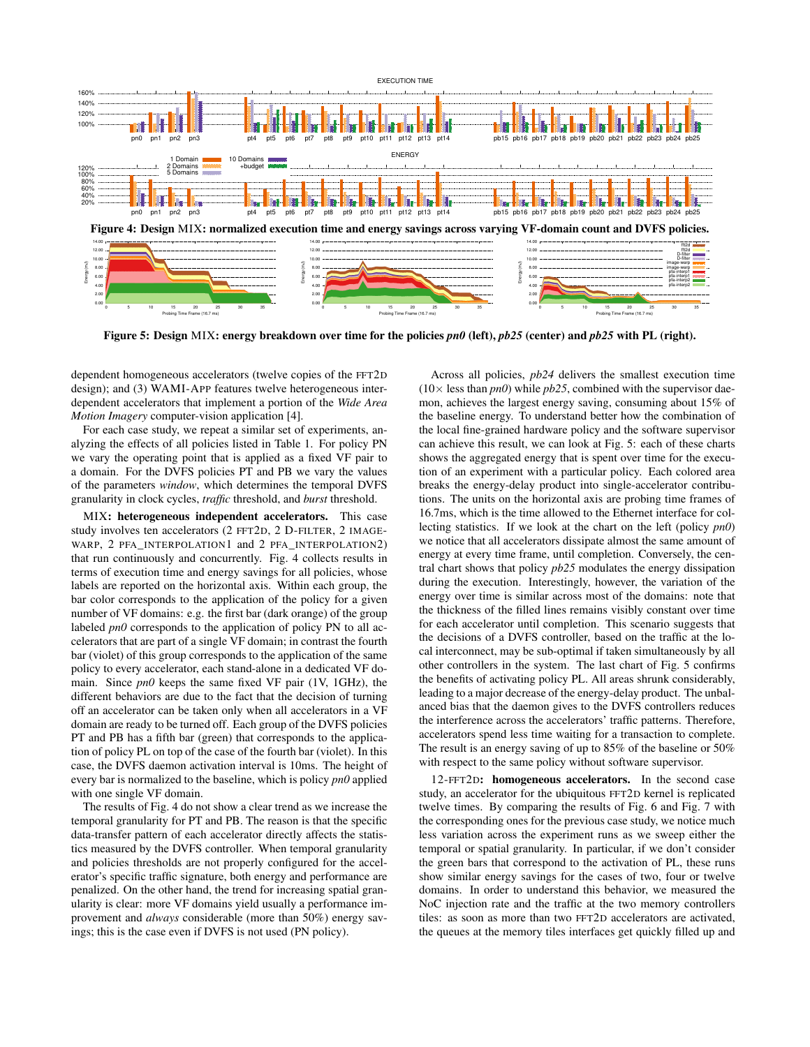**Figure 4: Design** MIX**: normalized execution time and energy savings across varying VF-domain count and DVFS policies.**

**Figure 5: Design** MIX**: energy breakdown over time for the policies *pn0* (left), *pb25* (center) and *pb25* with PL (right).**

dependent homogeneous accelerators (twelve copies of the FFT2D design); and (3) WAMI-APP features twelve heterogeneous interdependent accelerators that implement a portion of the *Wide Area Motion Imagery* computer-vision application [4].

For each case study, we repeat a similar set of experiments, analyzing the effects of all policies listed in Table 1. For policy PN we vary the operating point that is applied as a fixed VF pair to a domain. For the DVFS policies PT and PB we vary the values of the parameters *window*, which determines the temporal DVFS granularity in clock cycles, *traffic* threshold, and *burst* threshold.

MIX**: heterogeneous independent accelerators.** This case study involves ten accelerators (2 FFT2D, 2 D-FILTER, 2 IMAGE-WARP, 2 PFA_INTERPOLATION1 and 2 PFA_INTERPOLATION2) that run continuously and concurrently. Fig. 4 collects results in terms of execution time and energy savings for all policies, whose labels are reported on the horizontal axis. Within each group, the bar color corresponds to the application of the policy for a given number of VF domains: e.g. the first bar (dark orange) of the group labeled *pn0* corresponds to the application of policy PN to all accelerators that are part of a single VF domain; in contrast the fourth bar (violet) of this group corresponds to the application of the same policy to every accelerator, each stand-alone in a dedicated VF domain. Since *pn0* keeps the same fixed VF pair (1V, 1GHz), the different behaviors are due to the fact that the decision of turning off an accelerator can be taken only when all accelerators in a VF domain are ready to be turned off. Each group of the DVFS policies PT and PB has a fifth bar (green) that corresponds to the application of policy PL on top of the case of the fourth bar (violet). In this case, the DVFS daemon activation interval is 10ms. The height of every bar is normalized to the baseline, which is policy *pn0* applied with one single VF domain.

The results of Fig. 4 do not show a clear trend as we increase the temporal granularity for PT and PB. The reason is that the specific data-transfer pattern of each accelerator directly affects the statistics measured by the DVFS controller. When temporal granularity and policies thresholds are not properly configured for the accelerator's specific traffic signature, both energy and performance are penalized. On the other hand, the trend for increasing spatial granularity is clear: more VF domains yield usually a performance improvement and *always* considerable (more than 50%) energy savings; this is the case even if DVFS is not used (PN policy).

Across all policies, *pb24* delivers the smallest execution time (10× less than *pn0*) while *pb25*, combined with the supervisor daemon, achieves the largest energy saving, consuming about 15% of the baseline energy. To understand better how the combination of the local fine-grained hardware policy and the software supervisor can achieve this result, we can look at Fig. 5: each of these charts shows the aggregated energy that is spent over time for the execution of an experiment with a particular policy. Each colored area breaks the energy-delay product into single-accelerator contributions. The units on the horizontal axis are probing time frames of 16.7ms, which is the time allowed to the Ethernet interface for collecting statistics. If we look at the chart on the left (policy *pn0*) we notice that all accelerators dissipate almost the same amount of energy at every time frame, until completion. Conversely, the central chart shows that policy *pb25* modulates the energy dissipation during the execution. Interestingly, however, the variation of the energy over time is similar across most of the domains: note that the thickness of the filled lines remains visibly constant over time for each accelerator until completion. This scenario suggests that the decisions of a DVFS controller, based on the traffic at the local interconnect, may be sub-optimal if taken simultaneously by all other controllers in the system. The last chart of Fig. 5 confirms the benefits of activating policy PL. All areas shrunk considerably, leading to a major decrease of the energy-delay product. The unbalanced bias that the daemon gives to the DVFS controllers reduces the interference across the accelerators' traffic patterns. Therefore, accelerators spend less time waiting for a transaction to complete. The result is an energy saving of up to 85% of the baseline or 50% with respect to the same policy without software supervisor.

12-FFT2D**: homogeneous accelerators.** In the second case study, an accelerator for the ubiquitous FFT2D kernel is replicated twelve times. By comparing the results of Fig. 6 and Fig. 7 with the corresponding ones for the previous case study, we notice much less variation across the experiment runs as we sweep either the temporal or spatial granularity. In particular, if we don't consider the green bars that correspond to the activation of PL, these runs show similar energy savings for the cases of two, four or twelve domains. In order to understand this behavior, we measured the NoC injection rate and the traffic at the two memory controllers tiles: as soon as more than two FFT2D accelerators are activated, the queues at the memory tiles interfaces get quickly filled up and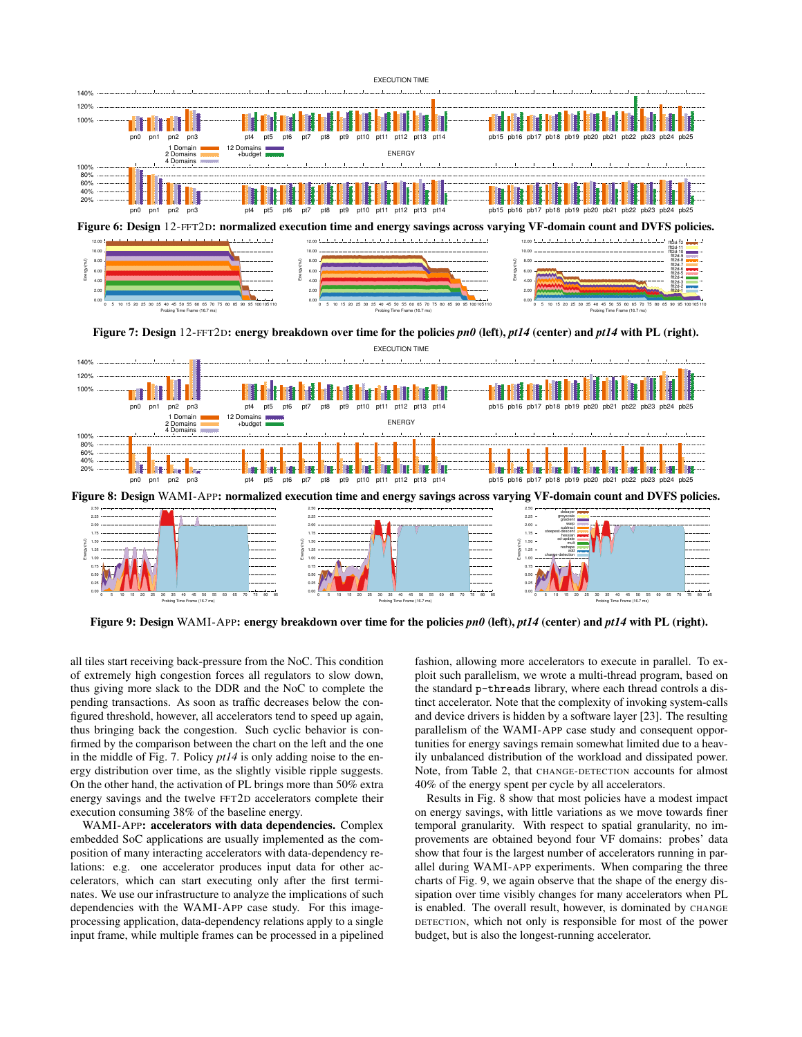**Figure 6: Design 12-FFT2D: normalized execution time and energy savings across varying VF-domain count and DVFS policies.**

**Figure 7: Design 12-FFT2D: energy breakdown over time for the policies *pn0* (left), *pt14* (center) and *pt14* with PL (right).**

**Figure 8: Design WAMI-APP: normalized execution time and energy savings across varying VF-domain count and DVFS policies.**

**Figure 9: Design WAMI-APP: energy breakdown over time for the policies *pn0* (left), *pt14* (center) and *pt14* with PL (right).**

all tiles start receiving back-pressure from the NoC. This condition of extremely high congestion forces all regulators to slow down, thus giving more slack to the DDR and the NoC to complete the pending transactions. As soon as traffic decreases below the configured threshold, however, all accelerators tend to speed up again, thus bringing back the congestion. Such cyclic behavior is confirmed by the comparison between the chart on the left and the one in the middle of Fig. 7. Policy *pt14* is only adding noise to the energy distribution over time, as the slightly visible ripple suggests. On the other hand, the activation of PL brings more than 50% extra energy savings and the twelve FFT2D accelerators complete their execution consuming 38% of the baseline energy.

WAMI-APP**: accelerators with data dependencies.** Complex embedded SoC applications are usually implemented as the composition of many interacting accelerators with data-dependency relations: e.g. one accelerator produces input data for other accelerators, which can start executing only after the first terminates. We use our infrastructure to analyze the implications of such dependencies with the WAMI-APP case study. For this image-processing application, data-dependency relations apply to a single input frame, while multiple frames can be processed in a pipelined fashion, allowing more accelerators to execute in parallel. To exploit such parallelism, we wrote a multi-thread program, based on the standard `p-threads` library, where each thread controls a distinct accelerator. Note that the complexity of invoking system-calls and device drivers is hidden by a software layer [23]. The resulting parallelism of the WAMI-APP case study and consequent opportunities for energy savings remain somewhat limited due to a heavily unbalanced distribution of the workload and dissipated power. Note, from Table 2, that CHANGE-DETECTION accounts for almost 40% of the energy spent per cycle by all accelerators.

Results in Fig. 8 show that most policies have a modest impact on energy savings, with little variations as we move towards finer temporal granularity. With respect to spatial granularity, no improvements are obtained beyond four VF domains: probes' data show that four is the largest number of accelerators running in parallel during WAMI-APP experiments. When comparing the three charts of Fig. 9, we again observe that the shape of the energy dissipation over time visibly changes for many accelerators when PL is enabled. The overall result, however, is dominated by CHANGE DETECTION, which not only is responsible for most of the power budget, but is also the longest-running accelerator.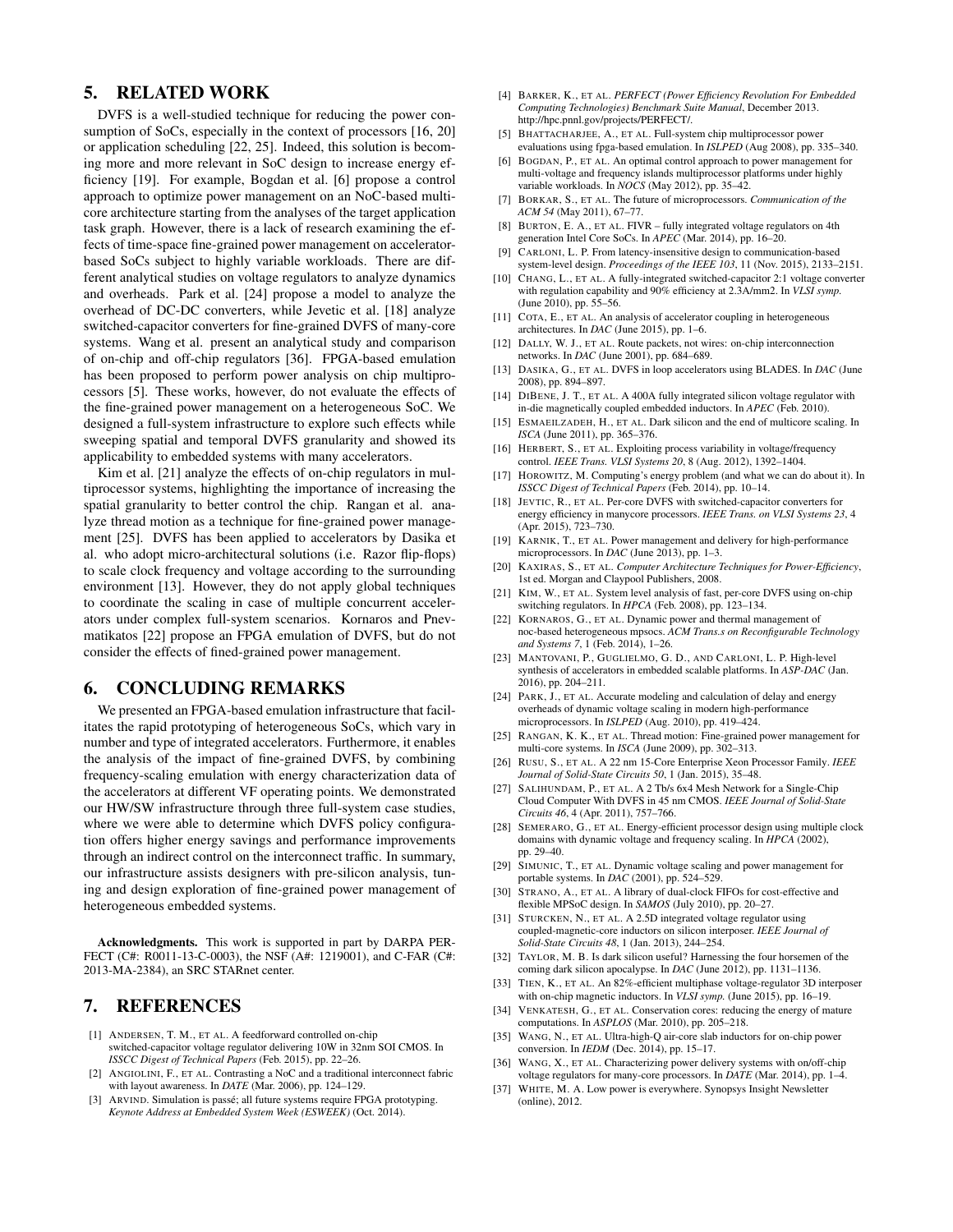## 5. RELATED WORK

DVFS is a well-studied technique for reducing the power consumption of SoCs, especially in the context of processors [16, 20] or application scheduling [22, 25]. Indeed, this solution is becoming more and more relevant in SoC design to increase energy efficiency [19]. For example, Bogdan et al. [6] propose a control approach to optimize power management on an NoC-based multicore architecture starting from the analyses of the target application task graph. However, there is a lack of research examining the effects of time-space fine-grained power management on accelerator-based SoCs subject to highly variable workloads. There are different analytical studies on voltage regulators to analyze dynamics and overheads. Park et al. [24] propose a model to analyze the overhead of DC-DC converters, while Jevetic et al. [18] analyze switched-capacitor converters for fine-grained DVFS of many-core systems. Wang et al. present an analytical study and comparison of on-chip and off-chip regulators [36]. FPGA-based emulation has been proposed to perform power analysis on chip multiprocessors [5]. These works, however, do not evaluate the effects of the fine-grained power management on a heterogeneous SoC. We designed a full-system infrastructure to explore such effects while sweeping spatial and temporal DVFS granularity and showed its applicability to embedded systems with many accelerators.

Kim et al. [21] analyze the effects of on-chip regulators in multiprocessor systems, highlighting the importance of increasing the spatial granularity to better control the chip. Rangan et al. analyze thread motion as a technique for fine-grained power management [25]. DVFS has been applied to accelerators by Dasika et al. who adopt micro-architectural solutions (i.e. Razor flip-flops) to scale clock frequency and voltage according to the surrounding environment [13]. However, they do not apply global techniques to coordinate the scaling in case of multiple concurrent accelerators under complex full-system scenarios. Kornaros and Pnevmatikatos [22] propose an FPGA emulation of DVFS, but do not consider the effects of fined-grained power management.

## 6. CONCLUDING REMARKS

We presented an FPGA-based emulation infrastructure that facilitates the rapid prototyping of heterogeneous SoCs, which vary in number and type of integrated accelerators. Furthermore, it enables the analysis of the impact of fine-grained DVFS, by combining frequency-scaling emulation with energy characterization data of the accelerators at different VF operating points. We demonstrated our HW/SW infrastructure through three full-system case studies, where we were able to determine which DVFS policy configuration offers higher energy savings and performance improvements through an indirect control on the interconnect traffic. In summary, our infrastructure assists designers with pre-silicon analysis, tuning and design exploration of fine-grained power management of heterogeneous embedded systems.

**Acknowledgments.** This work is supported in part by DARPA PERFECT (C#: R0011-13-C-0003), the NSF (A#: 1219001), and C-FAR (C#: 2013-MA-2384), an SRC STARnet center.

## 7. REFERENCES

[1] Andersen, T. M., et al. A feedforward controlled on-chip switched-capacitor voltage regulator delivering 10W in 32nm SOI CMOS. In *ISSCC Digest of Technical Papers* (Feb. 2015), pp. 22–26.

[2] Angiolini, F., et al. Contrasting a NoC and a traditional interconnect fabric with layout awareness. In *DATE* (Mar. 2006), pp. 124–129.

[3] Arvind. Simulation is passé; all future systems require FPGA prototyping. *Keynote Address at Embedded System Week (ESWEEK)* (Oct. 2014).

[4] Barker, K., et al. *PERFECT (Power Efficiency Revolution For Embedded Computing Technologies) Benchmark Suite Manual*, December 2013. http://hpc.pnnl.gov/projects/PERFECT/.

[5] Bhattacharjee, A., et al. Full-system chip multiprocessor power evaluations using fpga-based emulation. In *ISLPED* (Aug 2008), pp. 335–340.

[6] Bogdan, P., et al. An optimal control approach to power management for multi-voltage and frequency islands multiprocessor platforms under highly variable workloads. In *NOCS* (May 2012), pp. 35–42.

[7] Borkar, S., et al. The future of microprocessors. *Communication of the ACM 54* (May 2011), 67–77.

[8] Burton, E. A., et al. FIVR – fully integrated voltage regulators on 4th generation Intel Core SoCs. In *APEC* (Mar. 2014), pp. 16–20.

[9] Carloni, L. P. From latency-insensitive design to communication-based system-level design. *Proceedings of the IEEE 103*, 11 (Nov. 2015), 2133–2151.

[10] Chang, L., et al. A fully-integrated switched-capacitor 2:1 voltage converter with regulation capability and 90% efficiency at 2.3A/mm2. In *VLSI symp.* (June 2010), pp. 55–56.

[11] Cota, E., et al. An analysis of accelerator coupling in heterogeneous architectures. In *DAC* (June 2015), pp. 1–6.

[12] Dally, W. J., et al. Route packets, not wires: on-chip interconnection networks. In *DAC* (June 2001), pp. 684–689.

[13] Dasika, G., et al. DVFS in loop accelerators using BLADES. In *DAC* (June 2008), pp. 894–897.

[14] DiBene, J. T., et al. A 400A fully integrated silicon voltage regulator with in-die magnetically coupled embedded inductors. In *APEC* (Feb. 2010).

[15] Esmaeilzadeh, H., et al. Dark silicon and the end of multicore scaling. In *ISCA* (June 2011), pp. 365–376.

[16] Herbert, S., et al. Exploiting process variability in voltage/frequency control. *IEEE Trans. VLSI Systems 20*, 8 (Aug. 2012), 1392–1404.

[17] Horowitz, M. Computing's energy problem (and what we can do about it). In *ISSCC Digest of Technical Papers* (Feb. 2014), pp. 10–14.

[18] Jevtic, R., et al. Per-core DVFS with switched-capacitor converters for energy efficiency in manycore processors. *IEEE Trans. on VLSI Systems 23*, 4 (Apr. 2015), 723–730.

[19] Karnik, T., et al. Power management and delivery for high-performance microprocessors. In *DAC* (June 2013), pp. 1–3.

[20] Kaxiras, S., et al. *Computer Architecture Techniques for Power-Efficiency*, 1st ed. Morgan and Claypool Publishers, 2008.

[21] Kim, W., et al. System level analysis of fast, per-core DVFS using on-chip switching regulators. In *HPCA* (Feb. 2008), pp. 123–134.

[22] Kornaros, G., et al. Dynamic power and thermal management of noc-based heterogeneous mpsocs. *ACM Trans.s on Reconfigurable Technology and Systems 7*, 1 (Feb. 2014), 1–26.

[23] Mantovani, P., Guglielmo, G. D., and Carloni, L. P. High-level synthesis of accelerators in embedded scalable platforms. In *ASP-DAC* (Jan. 2016), pp. 204–211.

[24] Park, J., et al. Accurate modeling and calculation of delay and energy overheads of dynamic voltage scaling in modern high-performance microprocessors. In *ISLPED* (Aug. 2010), pp. 419–424.

[25] Rangan, K. K., et al. Thread motion: Fine-grained power management for multi-core systems. In *ISCA* (June 2009), pp. 302–313.

[26] Rusu, S., et al. A 22 nm 15-Core Enterprise Xeon Processor Family. *IEEE Journal of Solid-State Circuits 50*, 1 (Jan. 2015), 35–48.

[27] Salihundam, P., et al. A 2 Tb/s 6x4 Mesh Network for a Single-Chip Cloud Computer With DVFS in 45 nm CMOS. *IEEE Journal of Solid-State Circuits 46*, 4 (Apr. 2011), 757–766.

[28] Semeraro, G., et al. Energy-efficient processor design using multiple clock domains with dynamic voltage and frequency scaling. In *HPCA* (2002), pp. 29–40.

[29] Simunic, T., et al. Dynamic voltage scaling and power management for portable systems. In *DAC* (2001), pp. 524–529.

[30] Strano, A., et al. A library of dual-clock FIFOs for cost-effective and flexible MPSoC design. In *SAMOS* (July 2010), pp. 20–27.

[31] Sturcken, N., et al. A 2.5D integrated voltage regulator using coupled-magnetic-core inductors on silicon interposer. *IEEE Journal of Solid-State Circuits 48*, 1 (Jan. 2013), 244–254.

[32] Taylor, M. B. Is dark silicon useful? Harnessing the four horsemen of the coming dark silicon apocalypse. In *DAC* (June 2012), pp. 1131–1136.

[33] Tien, K., et al. An 82%-efficient multiphase voltage-regulator 3D interposer with on-chip magnetic inductors. In *VLSI symp.* (June 2015), pp. 16–19.

[34] Venkatesh, G., et al. Conservation cores: reducing the energy of mature computations. In *ASPLOS* (Mar. 2010), pp. 205–218.

[35] Wang, N., et al. Ultra-high-Q air-core slab inductors for on-chip power conversion. In *IEDM* (Dec. 2014), pp. 15–17.

[36] Wang, X., et al. Characterizing power delivery systems with on/off-chip voltage regulators for many-core processors. In *DATE* (Mar. 2014), pp. 1–4.

[37] White, M. A. Low power is everywhere. Synopsys Insight Newsletter (online), 2012.